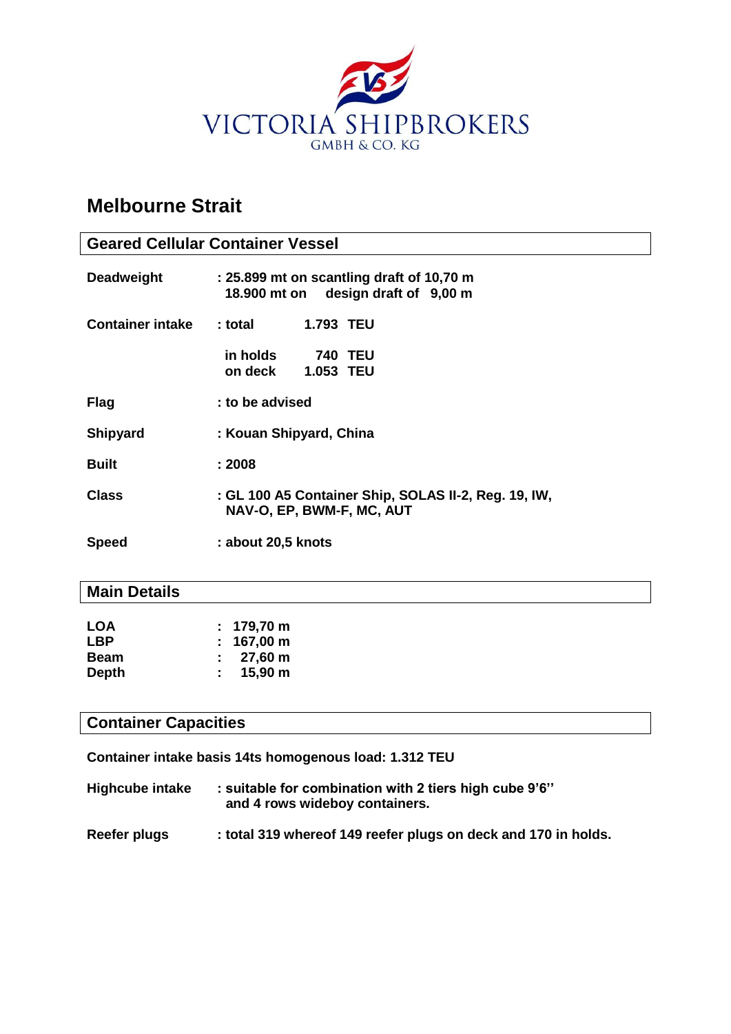VICTORIA SHIPBROKERS
GMBH & CO. KG

# Melbourne Strait

## Geared Cellular Container Vessel

| | |
|---|---|
| **Deadweight** | **: 25.899 mt on scantling draft of 10,70 m** <br> **18.900 mt on design draft of 9,00 m** |
| **Container intake** | **: total 1.793 TEU** |
| | **in holds 740 TEU** <br> **on deck 1.053 TEU** |
| **Flag** | **: to be advised** |
| **Shipyard** | **: Kouan Shipyard, China** |
| **Built** | **: 2008** |
| **Class** | **: GL 100 A5 Container Ship, SOLAS II-2, Reg. 19, IW, NAV-O, EP, BWM-F, MC, AUT** |
| **Speed** | **: about 20,5 knots** |

## Main Details

| | |
|---|---|
| **LOA** | **: 179,70 m** |
| **LBP** | **: 167,00 m** |
| **Beam** | **: 27,60 m** |
| **Depth** | **: 15,90 m** |

## Container Capacities

**Container intake basis 14ts homogenous load: 1.312 TEU**

| | |
|---|---|
| **Highcube intake** | **: suitable for combination with 2 tiers high cube 9'6'' and 4 rows wideboy containers.** |
| **Reefer plugs** | **: total 319 whereof 149 reefer plugs on deck and 170 in holds.** |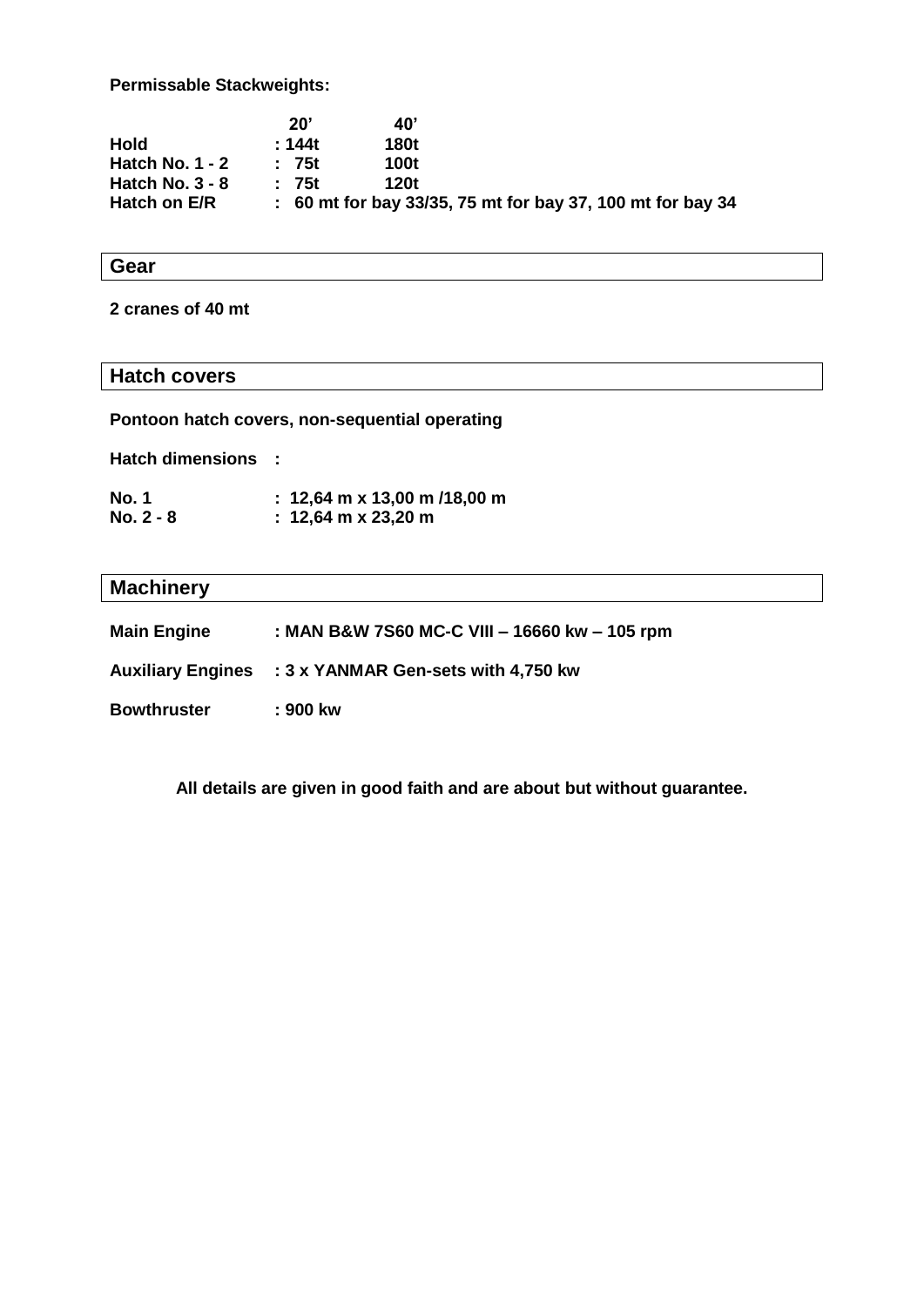**Permissable Stackweights:**

| | 20' | 40' |
|---|---|---|
| **Hold** | : 144t | 180t |
| **Hatch No. 1 - 2** | : 75t | 100t |
| **Hatch No. 3 - 8** | : 75t | 120t |
| **Hatch on E/R** | : 60 mt for bay 33/35, 75 mt for bay 37, 100 mt for bay 34 | |

## Gear

**2 cranes of 40 mt**

## Hatch covers

**Pontoon hatch covers, non-sequential operating**

**Hatch dimensions :**

**No. 1 : 12,64 m x 13,00 m /18,00 m**
**No. 2 - 8 : 12,64 m x 23,20 m**

## Machinery

**Main Engine : MAN B&W 7S60 MC-C VIII – 16660 kw – 105 rpm**

**Auxiliary Engines : 3 x YANMAR Gen-sets with 4,750 kw**

**Bowthruster : 900 kw**

**All details are given in good faith and are about but without guarantee.**